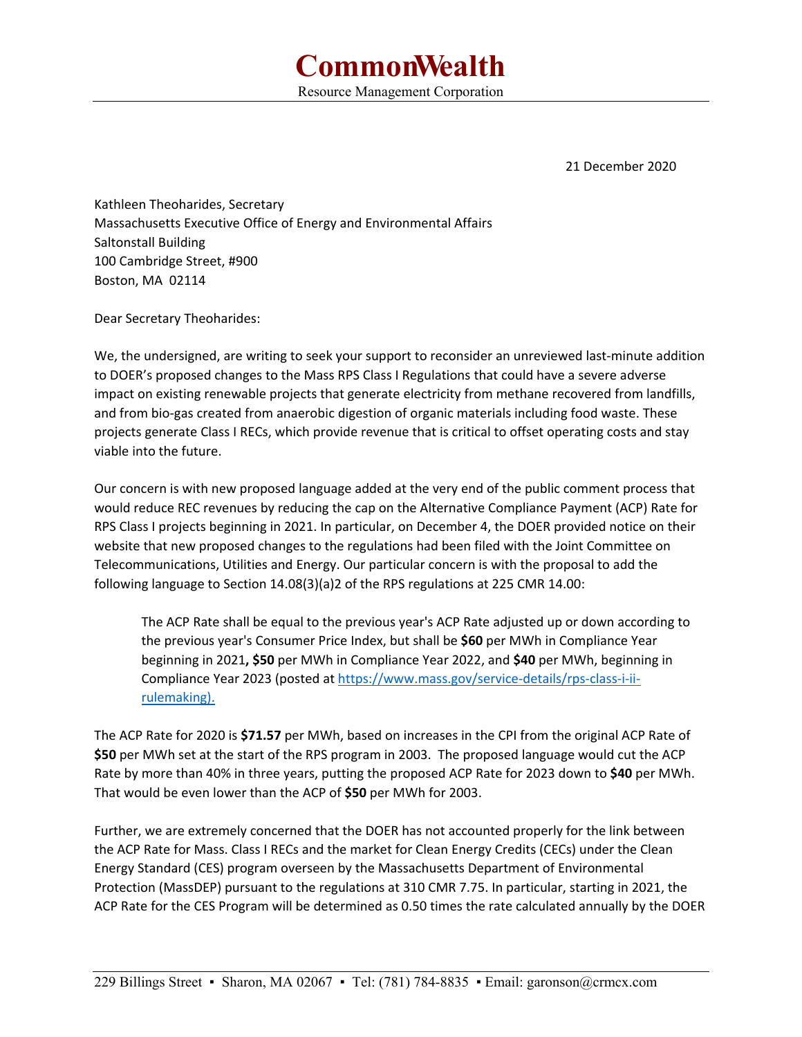# CommonWealth

Resource Management Corporation

21 December 2020

Kathleen Theoharides, Secretary
Massachusetts Executive Office of Energy and Environmental Affairs
Saltonstall Building
100 Cambridge Street, #900
Boston, MA 02114

Dear Secretary Theoharides:

We, the undersigned, are writing to seek your support to reconsider an unreviewed last-minute addition to DOER's proposed changes to the Mass RPS Class I Regulations that could have a severe adverse impact on existing renewable projects that generate electricity from methane recovered from landfills, and from bio-gas created from anaerobic digestion of organic materials including food waste. These projects generate Class I RECs, which provide revenue that is critical to offset operating costs and stay viable into the future.

Our concern is with new proposed language added at the very end of the public comment process that would reduce REC revenues by reducing the cap on the Alternative Compliance Payment (ACP) Rate for RPS Class I projects beginning in 2021. In particular, on December 4, the DOER provided notice on their website that new proposed changes to the regulations had been filed with the Joint Committee on Telecommunications, Utilities and Energy. Our particular concern is with the proposal to add the following language to Section 14.08(3)(a)2 of the RPS regulations at 225 CMR 14.00:

> The ACP Rate shall be equal to the previous year's ACP Rate adjusted up or down according to the previous year's Consumer Price Index, but shall be **$60** per MWh in Compliance Year beginning in 2021**,** **$50** per MWh in Compliance Year 2022, and **$40** per MWh, beginning in Compliance Year 2023 (posted at https://www.mass.gov/service-details/rps-class-i-ii-rulemaking).

The ACP Rate for 2020 is **$71.57** per MWh, based on increases in the CPI from the original ACP Rate of **$50** per MWh set at the start of the RPS program in 2003. The proposed language would cut the ACP Rate by more than 40% in three years, putting the proposed ACP Rate for 2023 down to **$40** per MWh. That would be even lower than the ACP of **$50** per MWh for 2003.

Further, we are extremely concerned that the DOER has not accounted properly for the link between the ACP Rate for Mass. Class I RECs and the market for Clean Energy Credits (CECs) under the Clean Energy Standard (CES) program overseen by the Massachusetts Department of Environmental Protection (MassDEP) pursuant to the regulations at 310 CMR 7.75. In particular, starting in 2021, the ACP Rate for the CES Program will be determined as 0.50 times the rate calculated annually by the DOER

229 Billings Street ▪ Sharon, MA 02067 ▪ Tel: (781) 784-8835 ▪ Email: garonson@crmcx.com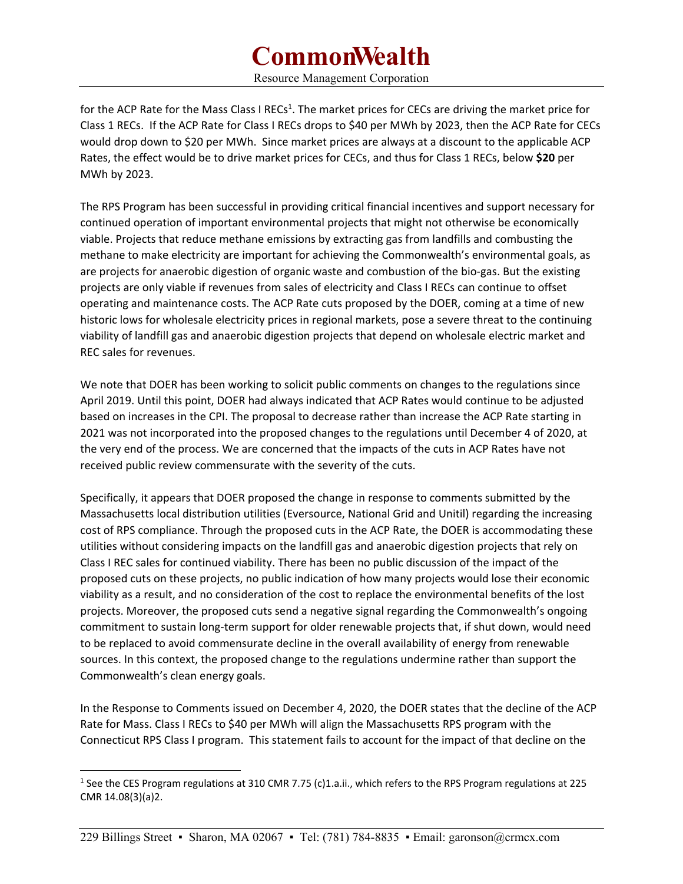for the ACP Rate for the Mass Class I RECs[1]. The market prices for CECs are driving the market price for Class 1 RECs. If the ACP Rate for Class I RECs drops to $40 per MWh by 2023, then the ACP Rate for CECs would drop down to $20 per MWh. Since market prices are always at a discount to the applicable ACP Rates, the effect would be to drive market prices for CECs, and thus for Class 1 RECs, below **$20** per MWh by 2023.

The RPS Program has been successful in providing critical financial incentives and support necessary for continued operation of important environmental projects that might not otherwise be economically viable. Projects that reduce methane emissions by extracting gas from landfills and combusting the methane to make electricity are important for achieving the Commonwealth's environmental goals, as are projects for anaerobic digestion of organic waste and combustion of the bio-gas. But the existing projects are only viable if revenues from sales of electricity and Class I RECs can continue to offset operating and maintenance costs. The ACP Rate cuts proposed by the DOER, coming at a time of new historic lows for wholesale electricity prices in regional markets, pose a severe threat to the continuing viability of landfill gas and anaerobic digestion projects that depend on wholesale electric market and REC sales for revenues.

We note that DOER has been working to solicit public comments on changes to the regulations since April 2019. Until this point, DOER had always indicated that ACP Rates would continue to be adjusted based on increases in the CPI. The proposal to decrease rather than increase the ACP Rate starting in 2021 was not incorporated into the proposed changes to the regulations until December 4 of 2020, at the very end of the process. We are concerned that the impacts of the cuts in ACP Rates have not received public review commensurate with the severity of the cuts.

Specifically, it appears that DOER proposed the change in response to comments submitted by the Massachusetts local distribution utilities (Eversource, National Grid and Unitil) regarding the increasing cost of RPS compliance. Through the proposed cuts in the ACP Rate, the DOER is accommodating these utilities without considering impacts on the landfill gas and anaerobic digestion projects that rely on Class I REC sales for continued viability. There has been no public discussion of the impact of the proposed cuts on these projects, no public indication of how many projects would lose their economic viability as a result, and no consideration of the cost to replace the environmental benefits of the lost projects. Moreover, the proposed cuts send a negative signal regarding the Commonwealth's ongoing commitment to sustain long-term support for older renewable projects that, if shut down, would need to be replaced to avoid commensurate decline in the overall availability of energy from renewable sources. In this context, the proposed change to the regulations undermine rather than support the Commonwealth's clean energy goals.

In the Response to Comments issued on December 4, 2020, the DOER states that the decline of the ACP Rate for Mass. Class I RECs to $40 per MWh will align the Massachusetts RPS program with the Connecticut RPS Class I program. This statement fails to account for the impact of that decline on the

[1] See the CES Program regulations at 310 CMR 7.75 (c)1.a.ii., which refers to the RPS Program regulations at 225 CMR 14.08(3)(a)2.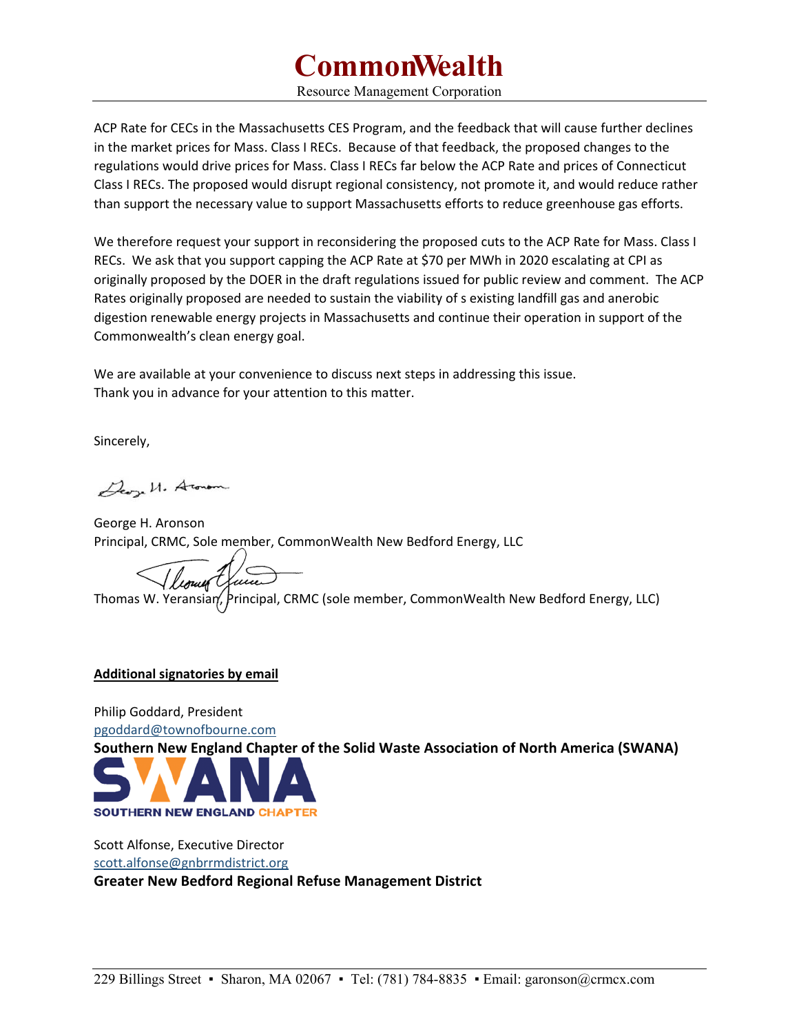ACP Rate for CECs in the Massachusetts CES Program, and the feedback that will cause further declines in the market prices for Mass. Class I RECs. Because of that feedback, the proposed changes to the regulations would drive prices for Mass. Class I RECs far below the ACP Rate and prices of Connecticut Class I RECs. The proposed would disrupt regional consistency, not promote it, and would reduce rather than support the necessary value to support Massachusetts efforts to reduce greenhouse gas efforts.

We therefore request your support in reconsidering the proposed cuts to the ACP Rate for Mass. Class I RECs. We ask that you support capping the ACP Rate at $70 per MWh in 2020 escalating at CPI as originally proposed by the DOER in the draft regulations issued for public review and comment. The ACP Rates originally proposed are needed to sustain the viability of s existing landfill gas and anerobic digestion renewable energy projects in Massachusetts and continue their operation in support of the Commonwealth's clean energy goal.

We are available at your convenience to discuss next steps in addressing this issue.
Thank you in advance for your attention to this matter.

Sincerely,

George H. Aronson
Principal, CRMC, Sole member, CommonWealth New Bedford Energy, LLC

Thomas W. Yeransian, Principal, CRMC (sole member, CommonWealth New Bedford Energy, LLC)

**Additional signatories by email**

Philip Goddard, President
pgoddard@townofbourne.com
**Southern New England Chapter of the Solid Waste Association of North America (SWANA)**

Scott Alfonse, Executive Director
scott.alfonse@gnbrrmdistrict.org
**Greater New Bedford Regional Refuse Management District**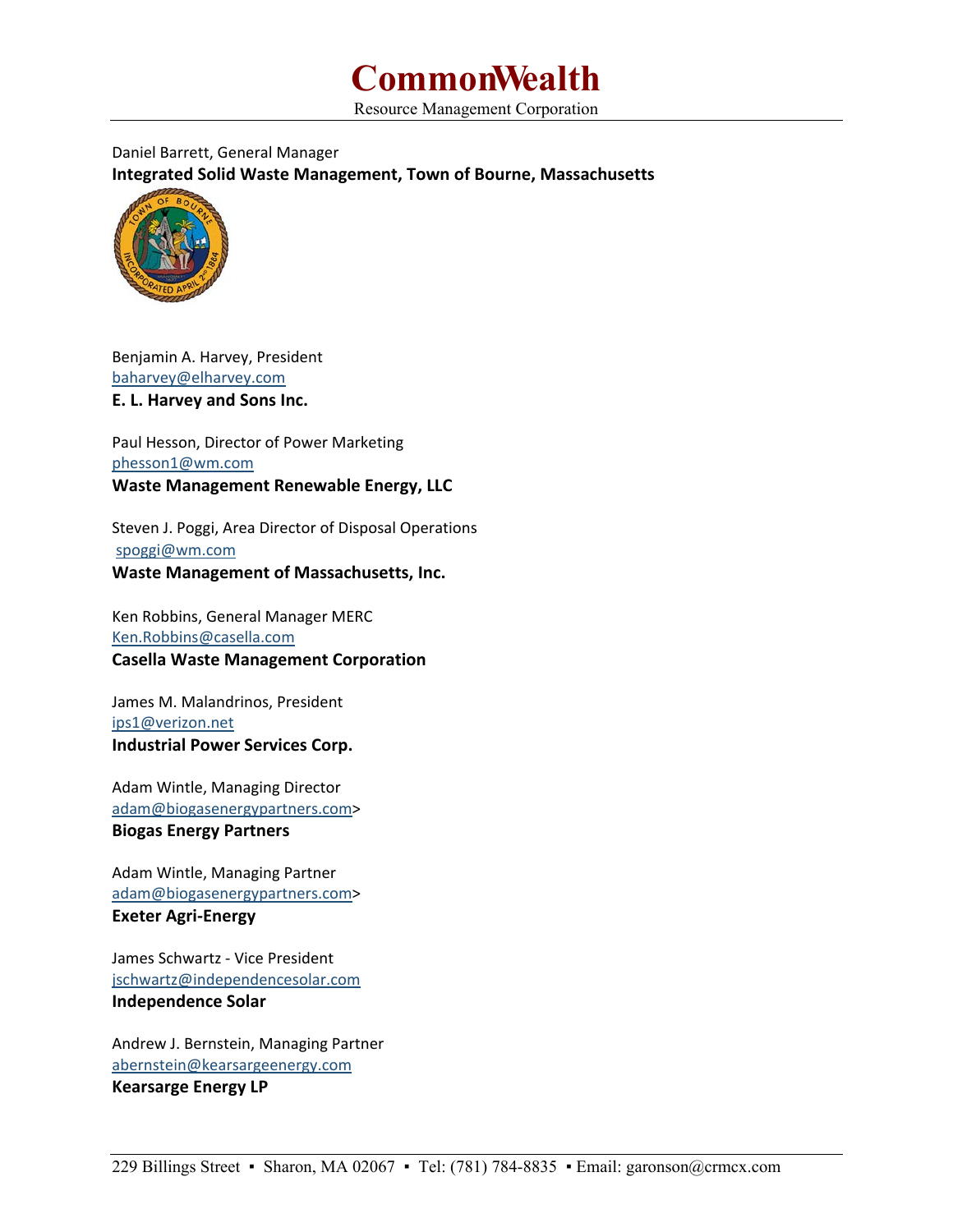Daniel Barrett, General Manager
**Integrated Solid Waste Management, Town of Bourne, Massachusetts**

Benjamin A. Harvey, President
baharvey@elharvey.com
**E. L. Harvey and Sons Inc.**

Paul Hesson, Director of Power Marketing
phesson1@wm.com
**Waste Management Renewable Energy, LLC**

Steven J. Poggi, Area Director of Disposal Operations
spoggi@wm.com
**Waste Management of Massachusetts, Inc.**

Ken Robbins, General Manager MERC
Ken.Robbins@casella.com
**Casella Waste Management Corporation**

James M. Malandrinos, President
ips1@verizon.net
**Industrial Power Services Corp.**

Adam Wintle, Managing Director
adam@biogasenergypartners.com>
**Biogas Energy Partners**

Adam Wintle, Managing Partner
adam@biogasenergypartners.com>
**Exeter Agri-Energy**

James Schwartz - Vice President
jschwartz@independencesolar.com
**Independence Solar**

Andrew J. Bernstein, Managing Partner
abernstein@kearsargeenergy.com
**Kearsarge Energy LP**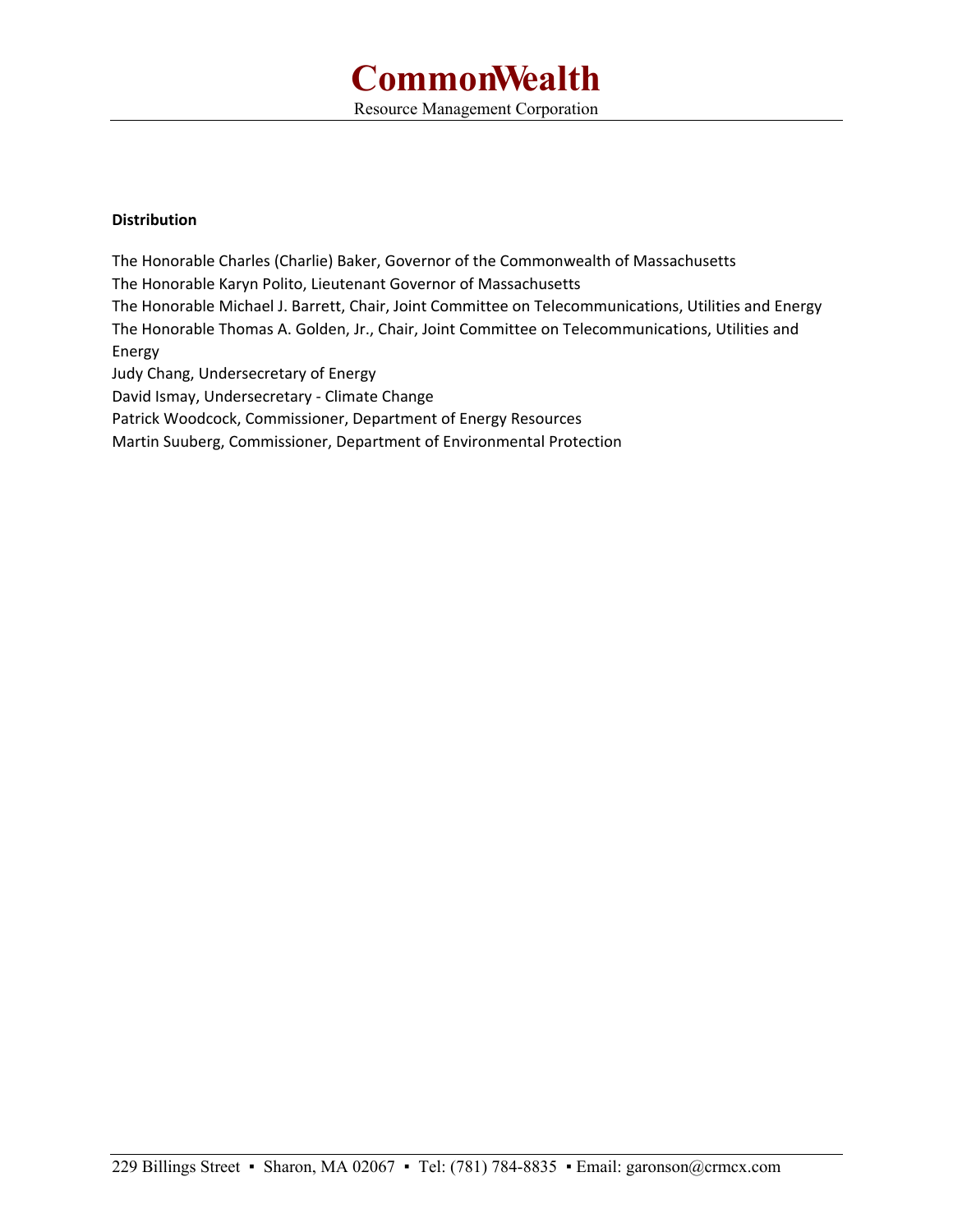**Distribution**

The Honorable Charles (Charlie) Baker, Governor of the Commonwealth of Massachusetts
The Honorable Karyn Polito, Lieutenant Governor of Massachusetts
The Honorable Michael J. Barrett, Chair, Joint Committee on Telecommunications, Utilities and Energy
The Honorable Thomas A. Golden, Jr., Chair, Joint Committee on Telecommunications, Utilities and Energy
Judy Chang, Undersecretary of Energy
David Ismay, Undersecretary - Climate Change
Patrick Woodcock, Commissioner, Department of Energy Resources
Martin Suuberg, Commissioner, Department of Environmental Protection